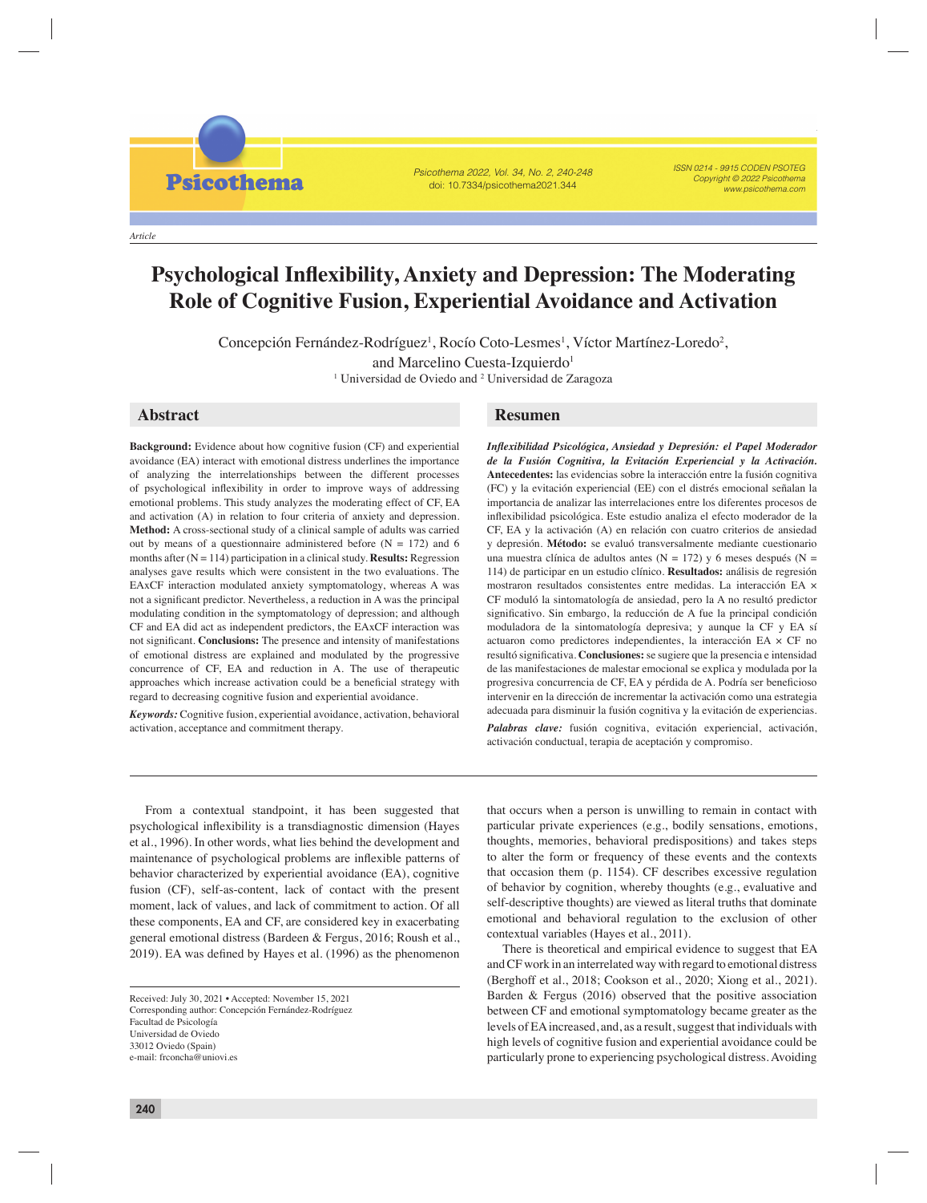Article

# Psychological Inflexibility, Anxiety and Depression: The Moderating Role of Cognitive Fusion, Experiential Avoidance and Activation

Concepción Fernández-Rodríguez[1], Rocío Coto-Lesmes[1], Víctor Martínez-Loredo[2], and Marcelino Cuesta-Izquierdo[1]

[1] Universidad de Oviedo and [2] Universidad de Zaragoza

## Abstract

**Background:** Evidence about how cognitive fusion (CF) and experiential avoidance (EA) interact with emotional distress underlines the importance of analyzing the interrelationships between the different processes of psychological inflexibility in order to improve ways of addressing emotional problems. This study analyzes the moderating effect of CF, EA and activation (A) in relation to four criteria of anxiety and depression. **Method:** A cross-sectional study of a clinical sample of adults was carried out by means of a questionnaire administered before (N = 172) and 6 months after (N = 114) participation in a clinical study. **Results:** Regression analyses gave results which were consistent in the two evaluations. The EAxCF interaction modulated anxiety symptomatology, whereas A was not a significant predictor. Nevertheless, a reduction in A was the principal modulating condition in the symptomatology of depression; and although CF and EA did act as independent predictors, the EAxCF interaction was not significant. **Conclusions:** The presence and intensity of manifestations of emotional distress are explained and modulated by the progressive concurrence of CF, EA and reduction in A. The use of therapeutic approaches which increase activation could be a beneficial strategy with regard to decreasing cognitive fusion and experiential avoidance.

***Keywords:*** Cognitive fusion, experiential avoidance, activation, behavioral activation, acceptance and commitment therapy.

## Resumen

***Inflexibilidad Psicológica, Ansiedad y Depresión: el Papel Moderador de la Fusión Cognitiva, la Evitación Experiencial y la Activación.*** **Antecedentes:** las evidencias sobre la interacción entre la fusión cognitiva (FC) y la evitación experiencial (EE) con el distrés emocional señalan la importancia de analizar las interrelaciones entre los diferentes procesos de inflexibilidad psicológica. Este estudio analiza el efecto moderador de la CF, EA y la activación (A) en relación con cuatro criterios de ansiedad y depresión. **Método:** se evaluó transversalmente mediante cuestionario una muestra clínica de adultos antes (N = 172) y 6 meses después (N = 114) de participar en un estudio clínico. **Resultados:** análisis de regresión mostraron resultados consistentes entre medidas. La interacción EA × CF moduló la sintomatología de ansiedad, pero la A no resultó predictor significativo. Sin embargo, la reducción de A fue la principal condición moduladora de la sintomatología depresiva; y aunque la CF y EA sí actuaron como predictores independientes, la interacción EA × CF no resultó significativa. **Conclusiones:** se sugiere que la presencia e intensidad de las manifestaciones de malestar emocional se explica y modulada por la progresiva concurrencia de CF, EA y pérdida de A. Podría ser beneficioso intervenir en la dirección de incrementar la activación como una estrategia adecuada para disminuir la fusión cognitiva y la evitación de experiencias.

***Palabras clave:*** fusión cognitiva, evitación experiencial, activación, activación conductual, terapia de aceptación y compromiso.

From a contextual standpoint, it has been suggested that psychological inflexibility is a transdiagnostic dimension (Hayes et al., 1996). In other words, what lies behind the development and maintenance of psychological problems are inflexible patterns of behavior characterized by experiential avoidance (EA), cognitive fusion (CF), self-as-content, lack of contact with the present moment, lack of values, and lack of commitment to action. Of all these components, EA and CF, are considered key in exacerbating general emotional distress (Bardeen & Fergus, 2016; Roush et al., 2019). EA was defined by Hayes et al. (1996) as the phenomenon that occurs when a person is unwilling to remain in contact with particular private experiences (e.g., bodily sensations, emotions, thoughts, memories, behavioral predispositions) and takes steps to alter the form or frequency of these events and the contexts that occasion them (p. 1154). CF describes excessive regulation of behavior by cognition, whereby thoughts (e.g., evaluative and self-descriptive thoughts) are viewed as literal truths that dominate emotional and behavioral regulation to the exclusion of other contextual variables (Hayes et al., 2011).

There is theoretical and empirical evidence to suggest that EA and CF work in an interrelated way with regard to emotional distress (Berghoff et al., 2018; Cookson et al., 2020; Xiong et al., 2021). Barden & Fergus (2016) observed that the positive association between CF and emotional symptomatology became greater as the levels of EA increased, and, as a result, suggest that individuals with high levels of cognitive fusion and experiential avoidance could be particularly prone to experiencing psychological distress. Avoiding

Received: July 30, 2021 • Accepted: November 15, 2021
Corresponding author: Concepción Fernández-Rodríguez
Facultad de Psicología
Universidad de Oviedo
33012 Oviedo (Spain)
e-mail: frconcha@uniovi.es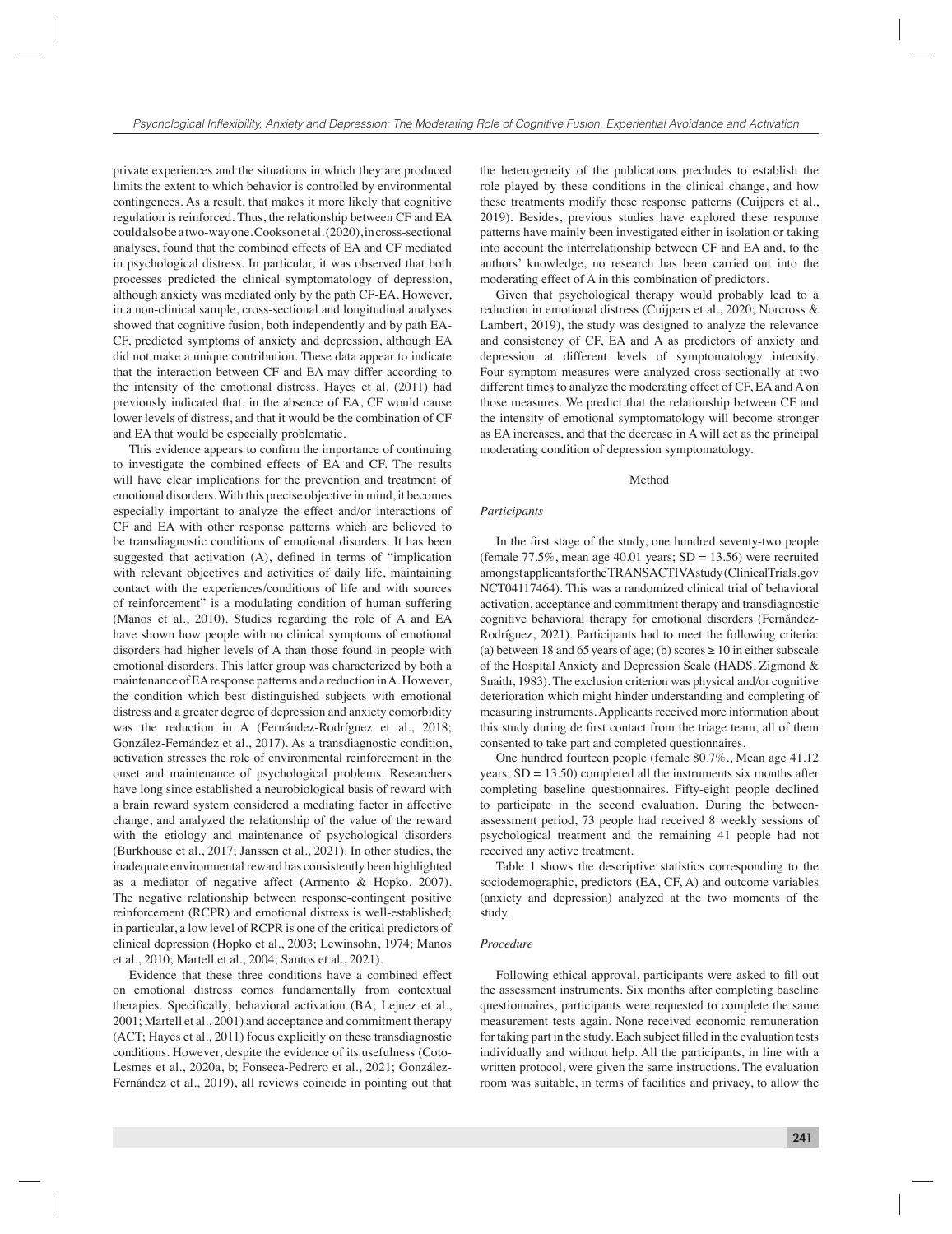private experiences and the situations in which they are produced limits the extent to which behavior is controlled by environmental contingencies. As a result, that makes it more likely that cognitive regulation is reinforced. Thus, the relationship between CF and EA could also be a two-way one. Cookson et al. (2020), in cross-sectional analyses, found that the combined effects of EA and CF mediated in psychological distress. In particular, it was observed that both processes predicted the clinical symptomatology of depression, although anxiety was mediated only by the path CF-EA. However, in a non-clinical sample, cross-sectional and longitudinal analyses showed that cognitive fusion, both independently and by path EA-CF, predicted symptoms of anxiety and depression, although EA did not make a unique contribution. These data appear to indicate that the interaction between CF and EA may differ according to the intensity of the emotional distress. Hayes et al. (2011) had previously indicated that, in the absence of EA, CF would cause lower levels of distress, and that it would be the combination of CF and EA that would be especially problematic.

This evidence appears to confirm the importance of continuing to investigate the combined effects of EA and CF. The results will have clear implications for the prevention and treatment of emotional disorders. With this precise objective in mind, it becomes especially important to analyze the effect and/or interactions of CF and EA with other response patterns which are believed to be transdiagnostic conditions of emotional disorders. It has been suggested that activation (A), defined in terms of "implication with relevant objectives and activities of daily life, maintaining contact with the experiences/conditions of life and with sources of reinforcement" is a modulating condition of human suffering (Manos et al., 2010). Studies regarding the role of A and EA have shown how people with no clinical symptoms of emotional disorders had higher levels of A than those found in people with emotional disorders. This latter group was characterized by both a maintenance of EA response patterns and a reduction in A. However, the condition which best distinguished subjects with emotional distress and a greater degree of depression and anxiety comorbidity was the reduction in A (Fernández-Rodríguez et al., 2018; González-Fernández et al., 2017). As a transdiagnostic condition, activation stresses the role of environmental reinforcement in the onset and maintenance of psychological problems. Researchers have long since established a neurobiological basis of reward with a brain reward system considered a mediating factor in affective change, and analyzed the relationship of the value of the reward with the etiology and maintenance of psychological disorders (Burkhouse et al., 2017; Janssen et al., 2021). In other studies, the inadequate environmental reward has consistently been highlighted as a mediator of negative affect (Armento & Hopko, 2007). The negative relationship between response-contingent positive reinforcement (RCPR) and emotional distress is well-established; in particular, a low level of RCPR is one of the critical predictors of clinical depression (Hopko et al., 2003; Lewinsohn, 1974; Manos et al., 2010; Martell et al., 2004; Santos et al., 2021).

Evidence that these three conditions have a combined effect on emotional distress comes fundamentally from contextual therapies. Specifically, behavioral activation (BA; Lejuez et al., 2001; Martell et al., 2001) and acceptance and commitment therapy (ACT; Hayes et al., 2011) focus explicitly on these transdiagnostic conditions. However, despite the evidence of its usefulness (Coto-Lesmes et al., 2020a, b; Fonseca-Pedrero et al., 2021; González-Fernández et al., 2019), all reviews coincide in pointing out that the heterogeneity of the publications precludes to establish the role played by these conditions in the clinical change, and how these treatments modify these response patterns (Cuijpers et al., 2019). Besides, previous studies have explored these response patterns have mainly been investigated either in isolation or taking into account the interrelationship between CF and EA and, to the authors' knowledge, no research has been carried out into the moderating effect of A in this combination of predictors.

Given that psychological therapy would probably lead to a reduction in emotional distress (Cuijpers et al., 2020; Norcross & Lambert, 2019), the study was designed to analyze the relevance and consistency of CF, EA and A as predictors of anxiety and depression at different levels of symptomatology intensity. Four symptom measures were analyzed cross-sectionally at two different times to analyze the moderating effect of CF, EA and A on those measures. We predict that the relationship between CF and the intensity of emotional symptomatology will become stronger as EA increases, and that the decrease in A will act as the principal moderating condition of depression symptomatology.

## Method

### *Participants*

In the first stage of the study, one hundred seventy-two people (female 77.5%, mean age 40.01 years; SD = 13.56) were recruited amongst applicants for the TRANSACTIVA study (ClinicalTrials.gov NCT04117464). This was a randomized clinical trial of behavioral activation, acceptance and commitment therapy and transdiagnostic cognitive behavioral therapy for emotional disorders (Fernández-Rodríguez, 2021). Participants had to meet the following criteria: (a) between 18 and 65 years of age; (b) scores ≥ 10 in either subscale of the Hospital Anxiety and Depression Scale (HADS, Zigmond & Snaith, 1983). The exclusion criterion was physical and/or cognitive deterioration which might hinder understanding and completing of measuring instruments. Applicants received more information about this study during de first contact from the triage team, all of them consented to take part and completed questionnaires.

One hundred fourteen people (female 80.7%., Mean age 41.12 years; SD = 13.50) completed all the instruments six months after completing baseline questionnaires. Fifty-eight people declined to participate in the second evaluation. During the between-assessment period, 73 people had received 8 weekly sessions of psychological treatment and the remaining 41 people had not received any active treatment.

Table 1 shows the descriptive statistics corresponding to the sociodemographic, predictors (EA, CF, A) and outcome variables (anxiety and depression) analyzed at the two moments of the study.

### *Procedure*

Following ethical approval, participants were asked to fill out the assessment instruments. Six months after completing baseline questionnaires, participants were requested to complete the same measurement tests again. None received economic remuneration for taking part in the study. Each subject filled in the evaluation tests individually and without help. All the participants, in line with a written protocol, were given the same instructions. The evaluation room was suitable, in terms of facilities and privacy, to allow the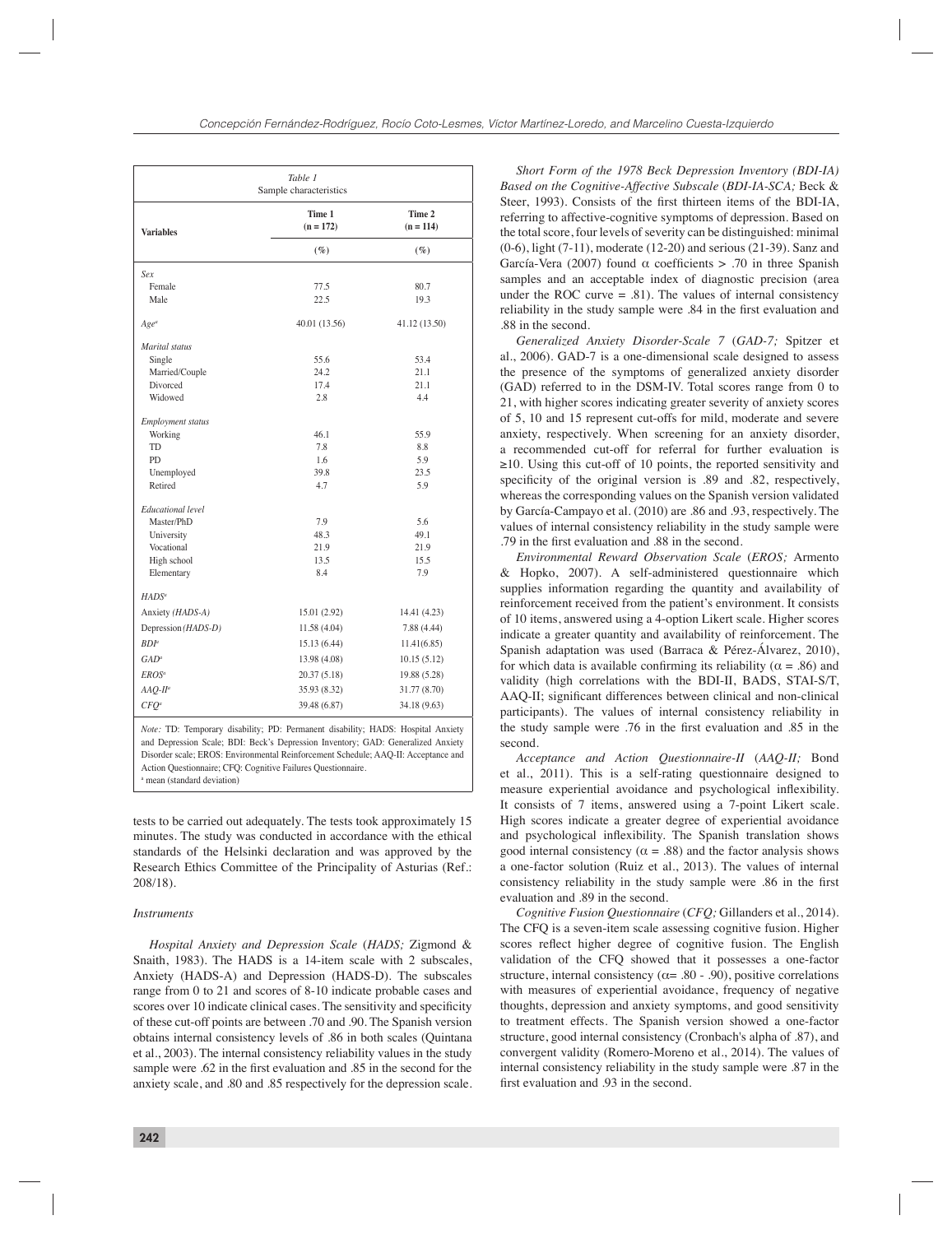*Table 1*
Sample characteristics

| Variables | Time 1 (n = 172) | Time 2 (n = 114) |
|---|---|---|
| | (%) | (%) |
| *Sex* | | |
| Female | 77.5 | 80.7 |
| Male | 22.5 | 19.3 |
| *Age*[a] | 40.01 (13.56) | 41.12 (13.50) |
| *Marital status* | | |
| Single | 55.6 | 53.4 |
| Married/Couple | 24.2 | 21.1 |
| Divorced | 17.4 | 21.1 |
| Widowed | 2.8 | 4.4 |
| *Employment status* | | |
| Working | 46.1 | 55.9 |
| TD | 7.8 | 8.8 |
| PD | 1.6 | 5.9 |
| Unemployed | 39.8 | 23.5 |
| Retired | 4.7 | 5.9 |
| *Educational level* | | |
| Master/PhD | 7.9 | 5.6 |
| University | 48.3 | 49.1 |
| Vocational | 21.9 | 21.9 |
| High school | 13.5 | 15.5 |
| Elementary | 8.4 | 7.9 |
| *HADS*[a] | | |
| Anxiety *(HADS-A)* | 15.01 (2.92) | 14.41 (4.23) |
| Depression *(HADS-D)* | 11.58 (4.04) | 7.88 (4.44) |
| *BDI*[a] | 15.13 (6.44) | 11.41(6.85) |
| *GAD*[a] | 13.98 (4.08) | 10.15 (5.12) |
| *EROS*[a] | 20.37 (5.18) | 19.88 (5.28) |
| *AAQ-II*[a] | 35.93 (8.32) | 31.77 (8.70) |
| *CFQ*[a] | 39.48 (6.87) | 34.18 (9.63) |

*Note:* TD: Temporary disability; PD: Permanent disability; HADS: Hospital Anxiety and Depression Scale; BDI: Beck's Depression Inventory; GAD: Generalized Anxiety Disorder scale; EROS: Environmental Reinforcement Schedule; AAQ-II: Acceptance and Action Questionnaire; CFQ: Cognitive Failures Questionnaire.
[a] mean (standard deviation)

tests to be carried out adequately. The tests took approximately 15 minutes. The study was conducted in accordance with the ethical standards of the Helsinki declaration and was approved by the Research Ethics Committee of the Principality of Asturias (Ref.: 208/18).

### *Instruments*

*Hospital Anxiety and Depression Scale* (*HADS;* Zigmond & Snaith, 1983). The HADS is a 14-item scale with 2 subscales, Anxiety (HADS-A) and Depression (HADS-D). The subscales range from 0 to 21 and scores of 8-10 indicate probable cases and scores over 10 indicate clinical cases. The sensitivity and specificity of these cut-off points are between .70 and .90. The Spanish version obtains internal consistency levels of .86 in both scales (Quintana et al., 2003). The internal consistency reliability values in the study sample were .62 in the first evaluation and .85 in the second for the anxiety scale, and .80 and .85 respectively for the depression scale.

*Short Form of the 1978 Beck Depression Inventory (BDI-IA) Based on the Cognitive-Affective Subscale* (*BDI-IA-SCA;* Beck & Steer, 1993). Consists of the first thirteen items of the BDI-IA, referring to affective-cognitive symptoms of depression. Based on the total score, four levels of severity can be distinguished: minimal (0-6), light (7-11), moderate (12-20) and serious (21-39). Sanz and García-Vera (2007) found $\alpha$ coefficients > .70 in three Spanish samples and an acceptable index of diagnostic precision (area under the ROC curve = .81). The values of internal consistency reliability in the study sample were .84 in the first evaluation and .88 in the second.

*Generalized Anxiety Disorder-Scale 7* (*GAD-7;* Spitzer et al., 2006). GAD-7 is a one-dimensional scale designed to assess the presence of the symptoms of generalized anxiety disorder (GAD) referred to in the DSM-IV. Total scores range from 0 to 21, with higher scores indicating greater severity of anxiety scores of 5, 10 and 15 represent cut-offs for mild, moderate and severe anxiety, respectively. When screening for an anxiety disorder, a recommended cut-off for referral for further evaluation is ≥10. Using this cut-off of 10 points, the reported sensitivity and specificity of the original version is .89 and .82, respectively, whereas the corresponding values on the Spanish version validated by García-Campayo et al. (2010) are .86 and .93, respectively. The values of internal consistency reliability in the study sample were .79 in the first evaluation and .88 in the second.

*Environmental Reward Observation Scale* (*EROS;* Armento & Hopko, 2007). A self-administered questionnaire which supplies information regarding the quantity and availability of reinforcement received from the patient's environment. It consists of 10 items, answered using a 4-option Likert scale. Higher scores indicate a greater quantity and availability of reinforcement. The Spanish adaptation was used (Barraca & Pérez-Álvarez, 2010), for which data is available confirming its reliability ($\alpha$ = .86) and validity (high correlations with the BDI-II, BADS, STAI-S/T, AAQ-II; significant differences between clinical and non-clinical participants). The values of internal consistency reliability in the study sample were .76 in the first evaluation and .85 in the second.

*Acceptance and Action Questionnaire-II* (*AAQ-II;* Bond et al., 2011). This is a self-rating questionnaire designed to measure experiential avoidance and psychological inflexibility. It consists of 7 items, answered using a 7-point Likert scale. High scores indicate a greater degree of experiential avoidance and psychological inflexibility. The Spanish translation shows good internal consistency ($\alpha$ = .88) and the factor analysis shows a one-factor solution (Ruiz et al., 2013). The values of internal consistency reliability in the study sample were .86 in the first evaluation and .89 in the second.

*Cognitive Fusion Questionnaire* (*CFQ;* Gillanders et al., 2014). The CFQ is a seven-item scale assessing cognitive fusion. Higher scores reflect higher degree of cognitive fusion. The English validation of the CFQ showed that it possesses a one-factor structure, internal consistency ($\alpha$= .80 - .90), positive correlations with measures of experiential avoidance, frequency of negative thoughts, depression and anxiety symptoms, and good sensitivity to treatment effects. The Spanish version showed a one-factor structure, good internal consistency (Cronbach's alpha of .87), and convergent validity (Romero-Moreno et al., 2014). The values of internal consistency reliability in the study sample were .87 in the first evaluation and .93 in the second.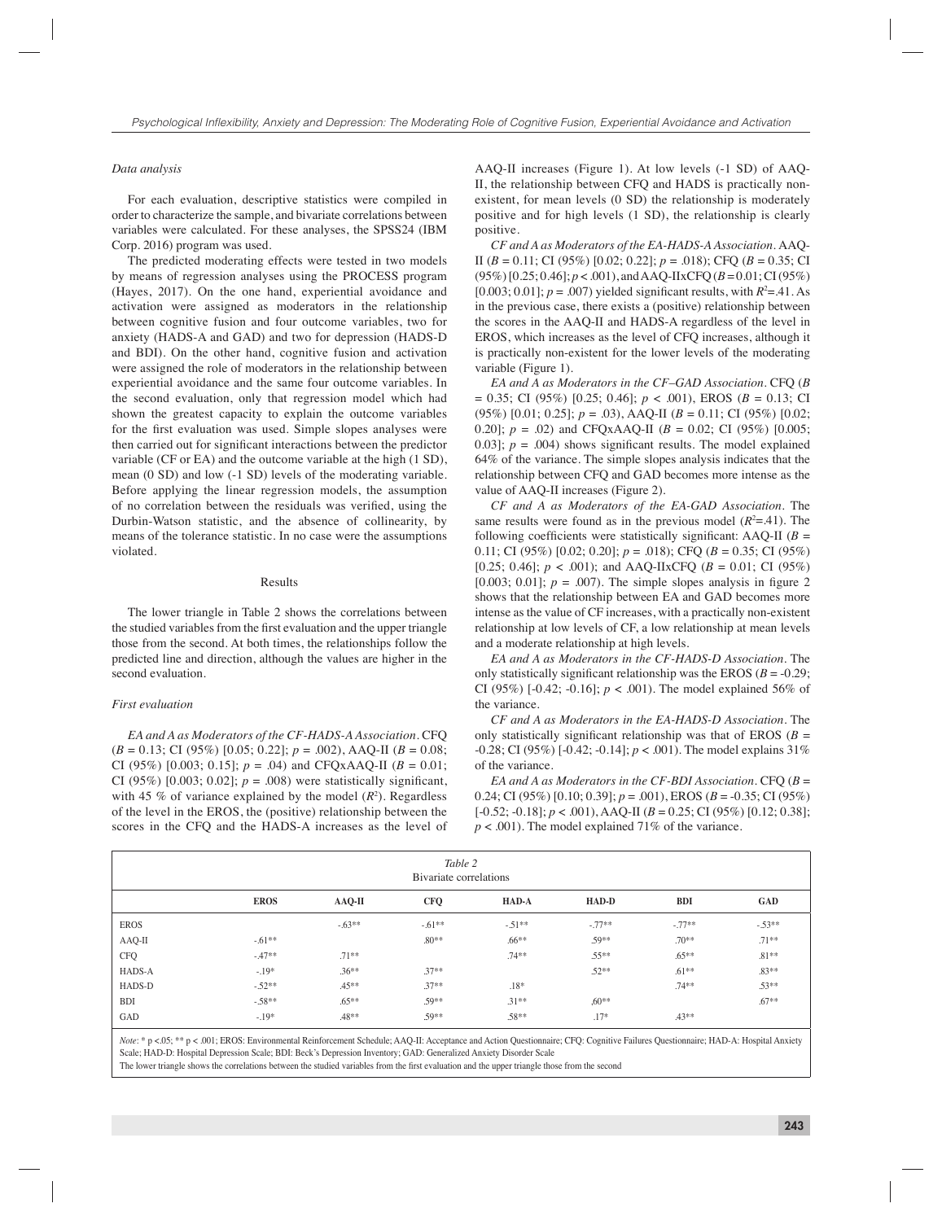*Data analysis*

For each evaluation, descriptive statistics were compiled in order to characterize the sample, and bivariate correlations between variables were calculated. For these analyses, the SPSS24 (IBM Corp. 2016) program was used.

The predicted moderating effects were tested in two models by means of regression analyses using the PROCESS program (Hayes, 2017). On the one hand, experiential avoidance and activation were assigned as moderators in the relationship between cognitive fusion and four outcome variables, two for anxiety (HADS-A and GAD) and two for depression (HADS-D and BDI). On the other hand, cognitive fusion and activation were assigned the role of moderators in the relationship between experiential avoidance and the same four outcome variables. In the second evaluation, only that regression model which had shown the greatest capacity to explain the outcome variables for the first evaluation was used. Simple slopes analyses were then carried out for significant interactions between the predictor variable (CF or EA) and the outcome variable at the high (1 SD), mean (0 SD) and low (-1 SD) levels of the moderating variable. Before applying the linear regression models, the assumption of no correlation between the residuals was verified, using the Durbin-Watson statistic, and the absence of collinearity, by means of the tolerance statistic. In no case were the assumptions violated.

## Results

The lower triangle in Table 2 shows the correlations between the studied variables from the first evaluation and the upper triangle those from the second. At both times, the relationships follow the predicted line and direction, although the values are higher in the second evaluation.

*First evaluation*

*EA and A as Moderators of the CF-HADS-A Association*. CFQ ($B$ = 0.13; CI (95%) [0.05; 0.22]; $p$ = .002), AAQ-II ($B$ = 0.08; CI (95%) [0.003; 0.15]; $p$ = .04) and CFQxAAQ-II ($B$ = 0.01; CI (95%) [0.003; 0.02]; $p$ = .008) were statistically significant, with 45 % of variance explained by the model ($R^2$). Regardless of the level in the EROS, the (positive) relationship between the scores in the CFQ and the HADS-A increases as the level of AAQ-II increases (Figure 1). At low levels (-1 SD) of AAQ-II, the relationship between CFQ and HADS is practically non-existent, for mean levels (0 SD) the relationship is moderately positive and for high levels (1 SD), the relationship is clearly positive.

*CF and A as Moderators of the EA-HADS-A Association*. AAQ-II ($B$ = 0.11; CI (95%) [0.02; 0.22]; $p$ = .018); CFQ ($B$ = 0.35; CI (95%) [0.25; 0.46]; $p$ < .001), and AAQ-IIxCFQ ($B$ = 0.01; CI (95%) [0.003; 0.01]; $p$ = .007) yielded significant results, with $R^2$=.41. As in the previous case, there exists a (positive) relationship between the scores in the AAQ-II and HADS-A regardless of the level in EROS, which increases as the level of CFQ increases, although it is practically non-existent for the lower levels of the moderating variable (Figure 1).

*EA and A as Moderators in the CF–GAD Association*. CFQ ($B$ = 0.35; CI (95%) [0.25; 0.46]; $p$ < .001), EROS ($B$ = 0.13; CI (95%) [0.01; 0.25]; $p$ = .03), AAQ-II ($B$ = 0.11; CI (95%) [0.02; 0.20]; $p$ = .02) and CFQxAAQ-II ($B$ = 0.02; CI (95%) [0.005; 0.03]; $p$ = .004) shows significant results. The model explained 64% of the variance. The simple slopes analysis indicates that the relationship between CFQ and GAD becomes more intense as the value of AAQ-II increases (Figure 2).

*CF and A as Moderators of the EA-GAD Association*. The same results were found as in the previous model ($R^2$=.41). The following coefficients were statistically significant: AAQ-II ($B$ = 0.11; CI (95%) [0.02; 0.20]; $p$ = .018); CFQ ($B$ = 0.35; CI (95%) [0.25; 0.46]; $p$ < .001); and AAQ-IIxCFQ ($B$ = 0.01; CI (95%) [0.003; 0.01]; $p$ = .007). The simple slopes analysis in figure 2 shows that the relationship between EA and GAD becomes more intense as the value of CF increases, with a practically non-existent relationship at low levels of CF, a low relationship at mean levels and a moderate relationship at high levels.

*EA and A as Moderators in the CF-HADS-D Association*. The only statistically significant relationship was the EROS ($B$ = -0.29; CI (95%) [-0.42; -0.16]; $p$ < .001). The model explained 56% of the variance.

*CF and A as Moderators in the EA-HADS-D Association*. The only statistically significant relationship was that of EROS ($B$ = -0.28; CI (95%) [-0.42; -0.14]; $p$ < .001). The model explains 31% of the variance.

*EA and A as Moderators in the CF-BDI Association*. CFQ ($B$ = 0.24; CI (95%) [0.10; 0.39]; $p$ = .001), EROS ($B$ = -0.35; CI (95%) [-0.52; -0.18]; $p$ < .001), AAQ-II ($B$ = 0.25; CI (95%) [0.12; 0.38]; $p$ < .001). The model explained 71% of the variance.

*Table 2*
Bivariate correlations

| | EROS | AAQ-II | CFQ | HAD-A | HAD-D | BDI | GAD |
|---|---|---|---|---|---|---|---|
| EROS | | -.63** | -.61** | -.51** | -.77** | -.77** | -.53** |
| AAQ-II | -.61** | | .80** | .66** | .59** | .70** | .71** |
| CFQ | -.47** | .71** | | .74** | .55** | .65** | .81** |
| HADS-A | -.19* | .36** | .37** | | .52** | .61** | .83** |
| HADS-D | -.52** | .45** | .37** | .18* | | .74** | .53** |
| BDI | -.58** | .65** | .59** | .31** | .60** | | .67** |
| GAD | -.19* | .48** | .59** | .58** | .17* | .43** | |

*Note:* * p <.05; ** p < .001; EROS: Environmental Reinforcement Schedule; AAQ-II: Acceptance and Action Questionnaire; CFQ: Cognitive Failures Questionnaire; HAD-A: Hospital Anxiety Scale; HAD-D: Hospital Depression Scale; BDI: Beck's Depression Inventory; GAD: Generalized Anxiety Disorder Scale
The lower triangle shows the correlations between the studied variables from the first evaluation and the upper triangle those from the second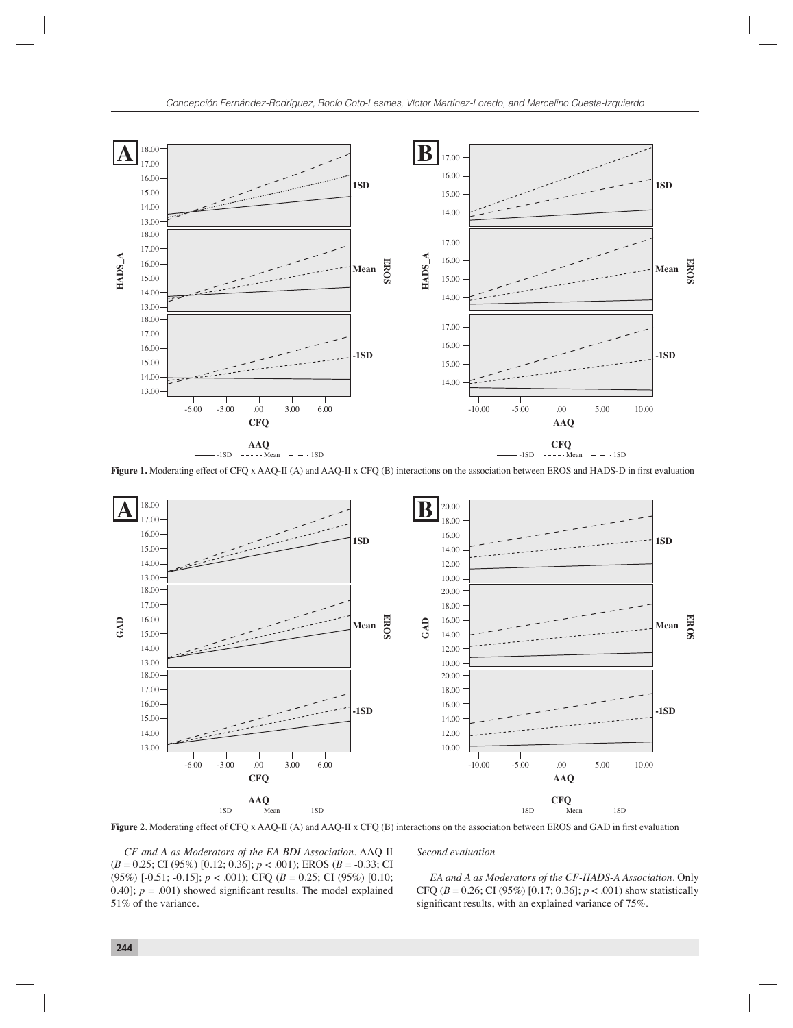Figure 1. Moderating effect of CFQ x AAQ-II (A) and AAQ-II x CFQ (B) interactions on the association between EROS and HADS-D in first evaluation

Figure 2. Moderating effect of CFQ x AAQ-II (A) and AAQ-II x CFQ (B) interactions on the association between EROS and GAD in first evaluation

*CF and A as Moderators of the EA-BDI Association*. AAQ-II ($B$ = 0.25; CI (95%) [0.12; 0.36]; $p$ < .001); EROS ($B$ = -0.33; CI (95%) [-0.51; -0.15]; $p$ < .001); CFQ ($B$ = 0.25; CI (95%) [0.10; 0.40]; $p$ = .001) showed significant results. The model explained 51% of the variance.

*Second evaluation*

*EA and A as Moderators of the CF-HADS-A Association*. Only CFQ ($B$ = 0.26; CI (95%) [0.17; 0.36]; $p$ < .001) show statistically significant results, with an explained variance of 75%.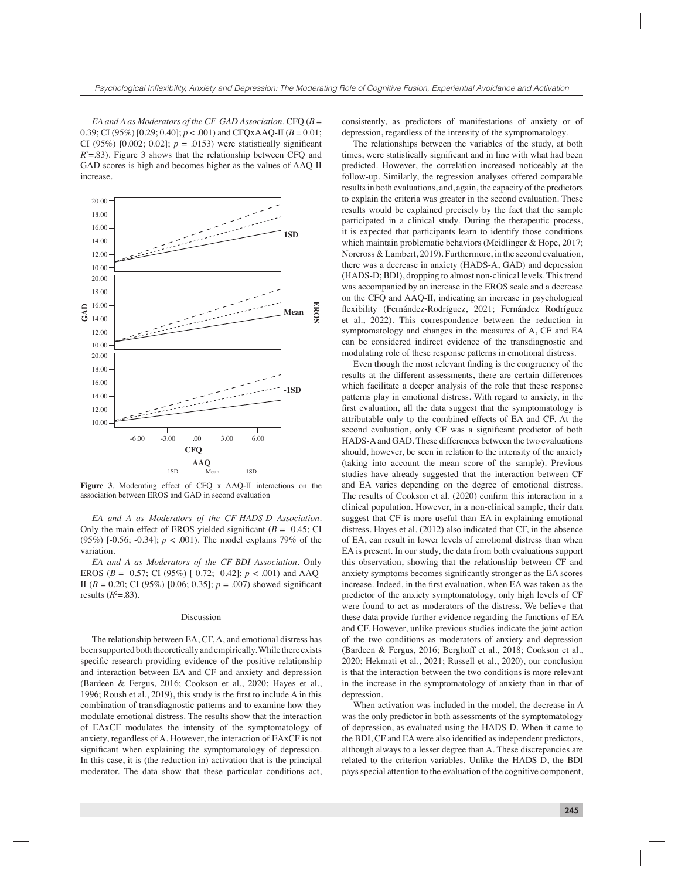*EA and A as Moderators of the CF-GAD Association*. CFQ ($B$ = 0.39; CI (95%) [0.29; 0.40]; $p$ < .001) and CFQxAAQ-II ($B$ = 0.01; CI (95%) [0.002; 0.02]; $p$ = .0153) were statistically significant $R^2$=.83). Figure 3 shows that the relationship between CFQ and GAD scores is high and becomes higher as the values of AAQ-II increase.

**Figure 3**. Moderating effect of CFQ x AAQ-II interactions on the association between EROS and GAD in second evaluation

*EA and A as Moderators of the CF-HADS-D Association*. Only the main effect of EROS yielded significant ($B$ = -0.45; CI (95%) [-0.56; -0.34]; $p$ < .001). The model explains 79% of the variation.

*EA and A as Moderators of the CF-BDI Association*. Only EROS ($B$ = -0.57; CI (95%) [-0.72; -0.42]; $p$ < .001) and AAQ-II ($B$ = 0.20; CI (95%) [0.06; 0.35]; $p$ = .007) showed significant results ($R^2$=.83).

## Discussion

The relationship between EA, CF, A, and emotional distress has been supported both theoretically and empirically. While there exists specific research providing evidence of the positive relationship and interaction between EA and CF and anxiety and depression (Bardeen & Fergus, 2016; Cookson et al., 2020; Hayes et al., 1996; Roush et al., 2019), this study is the first to include A in this combination of transdiagnostic patterns and to examine how they modulate emotional distress. The results show that the interaction of EAxCF modulates the intensity of the symptomatology of anxiety, regardless of A. However, the interaction of EAxCF is not significant when explaining the symptomatology of depression. In this case, it is (the reduction in) activation that is the principal moderator. The data show that these particular conditions act, consistently, as predictors of manifestations of anxiety or of depression, regardless of the intensity of the symptomatology.

The relationships between the variables of the study, at both times, were statistically significant and in line with what had been predicted. However, the correlation increased noticeably at the follow-up. Similarly, the regression analyses offered comparable results in both evaluations, and, again, the capacity of the predictors to explain the criteria was greater in the second evaluation. These results would be explained precisely by the fact that the sample participated in a clinical study. During the therapeutic process, it is expected that participants learn to identify those conditions which maintain problematic behaviors (Meidlinger & Hope, 2017; Norcross & Lambert, 2019). Furthermore, in the second evaluation, there was a decrease in anxiety (HADS-A, GAD) and depression (HADS-D; BDI), dropping to almost non-clinical levels. This trend was accompanied by an increase in the EROS scale and a decrease on the CFQ and AAQ-II, indicating an increase in psychological flexibility (Fernández-Rodríguez, 2021; Fernández Rodríguez et al., 2022). This correspondence between the reduction in symptomatology and changes in the measures of A, CF and EA can be considered indirect evidence of the transdiagnostic and modulating role of these response patterns in emotional distress.

Even though the most relevant finding is the congruency of the results at the different assessments, there are certain differences which facilitate a deeper analysis of the role that these response patterns play in emotional distress. With regard to anxiety, in the first evaluation, all the data suggest that the symptomatology is attributable only to the combined effects of EA and CF. At the second evaluation, only CF was a significant predictor of both HADS-A and GAD. These differences between the two evaluations should, however, be seen in relation to the intensity of the anxiety (taking into account the mean score of the sample). Previous studies have already suggested that the interaction between CF and EA varies depending on the degree of emotional distress. The results of Cookson et al. (2020) confirm this interaction in a clinical population. However, in a non-clinical sample, their data suggest that CF is more useful than EA in explaining emotional distress. Hayes et al. (2012) also indicated that CF, in the absence of EA, can result in lower levels of emotional distress than when EA is present. In our study, the data from both evaluations support this observation, showing that the relationship between CF and anxiety symptoms becomes significantly stronger as the EA scores increase. Indeed, in the first evaluation, when EA was taken as the predictor of the anxiety symptomatology, only high levels of CF were found to act as moderators of the distress. We believe that these data provide further evidence regarding the functions of EA and CF. However, unlike previous studies indicate the joint action of the two conditions as moderators of anxiety and depression (Bardeen & Fergus, 2016; Berghoff et al., 2018; Cookson et al., 2020; Hekmati et al., 2021; Russell et al., 2020), our conclusion is that the interaction between the two conditions is more relevant in the increase in the symptomatology of anxiety than in that of depression.

When activation was included in the model, the decrease in A was the only predictor in both assessments of the symptomatology of depression, as evaluated using the HADS-D. When it came to the BDI, CF and EA were also identified as independent predictors, although always to a lesser degree than A. These discrepancies are related to the criterion variables. Unlike the HADS-D, the BDI pays special attention to the evaluation of the cognitive component,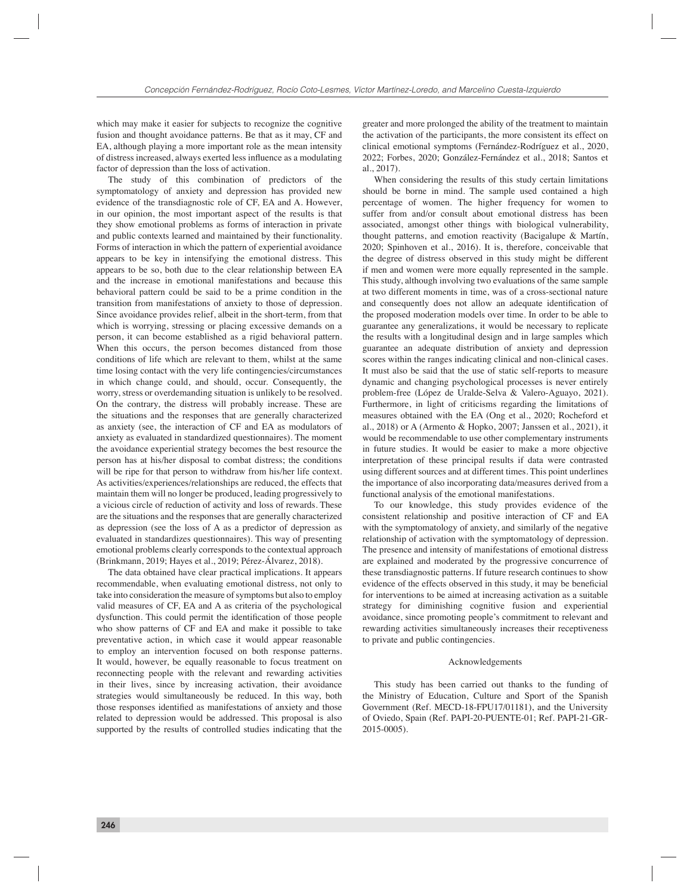which may make it easier for subjects to recognize the cognitive fusion and thought avoidance patterns. Be that as it may, CF and EA, although playing a more important role as the mean intensity of distress increased, always exerted less influence as a modulating factor of depression than the loss of activation.

The study of this combination of predictors of the symptomatology of anxiety and depression has provided new evidence of the transdiagnostic role of CF, EA and A. However, in our opinion, the most important aspect of the results is that they show emotional problems as forms of interaction in private and public contexts learned and maintained by their functionality. Forms of interaction in which the pattern of experiential avoidance appears to be key in intensifying the emotional distress. This appears to be so, both due to the clear relationship between EA and the increase in emotional manifestations and because this behavioral pattern could be said to be a prime condition in the transition from manifestations of anxiety to those of depression. Since avoidance provides relief, albeit in the short-term, from that which is worrying, stressing or placing excessive demands on a person, it can become established as a rigid behavioral pattern. When this occurs, the person becomes distanced from those conditions of life which are relevant to them, whilst at the same time losing contact with the very life contingencies/circumstances in which change could, and should, occur. Consequently, the worry, stress or overdemanding situation is unlikely to be resolved. On the contrary, the distress will probably increase. These are the situations and the responses that are generally characterized as anxiety (see, the interaction of CF and EA as modulators of anxiety as evaluated in standardized questionnaires). The moment the avoidance experiential strategy becomes the best resource the person has at his/her disposal to combat distress; the conditions will be ripe for that person to withdraw from his/her life context. As activities/experiences/relationships are reduced, the effects that maintain them will no longer be produced, leading progressively to a vicious circle of reduction of activity and loss of rewards. These are the situations and the responses that are generally characterized as depression (see the loss of A as a predictor of depression as evaluated in standardizes questionnaires). This way of presenting emotional problems clearly corresponds to the contextual approach (Brinkmann, 2019; Hayes et al., 2019; Pérez-Álvarez, 2018).

The data obtained have clear practical implications. It appears recommendable, when evaluating emotional distress, not only to take into consideration the measure of symptoms but also to employ valid measures of CF, EA and A as criteria of the psychological dysfunction. This could permit the identification of those people who show patterns of CF and EA and make it possible to take preventative action, in which case it would appear reasonable to employ an intervention focused on both response patterns. It would, however, be equally reasonable to focus treatment on reconnecting people with the relevant and rewarding activities in their lives, since by increasing activation, their avoidance strategies would simultaneously be reduced. In this way, both those responses identified as manifestations of anxiety and those related to depression would be addressed. This proposal is also supported by the results of controlled studies indicating that the greater and more prolonged the ability of the treatment to maintain the activation of the participants, the more consistent its effect on clinical emotional symptoms (Fernández-Rodríguez et al., 2020, 2022; Forbes, 2020; González-Fernández et al., 2018; Santos et al., 2017).

When considering the results of this study certain limitations should be borne in mind. The sample used contained a high percentage of women. The higher frequency for women to suffer from and/or consult about emotional distress has been associated, amongst other things with biological vulnerability, thought patterns, and emotion reactivity (Bacigalupe & Martín, 2020; Spinhoven et al., 2016). It is, therefore, conceivable that the degree of distress observed in this study might be different if men and women were more equally represented in the sample. This study, although involving two evaluations of the same sample at two different moments in time, was of a cross-sectional nature and consequently does not allow an adequate identification of the proposed moderation models over time. In order to be able to guarantee any generalizations, it would be necessary to replicate the results with a longitudinal design and in large samples which guarantee an adequate distribution of anxiety and depression scores within the ranges indicating clinical and non-clinical cases. It must also be said that the use of static self-reports to measure dynamic and changing psychological processes is never entirely problem-free (López de Uralde-Selva & Valero-Aguayo, 2021). Furthermore, in light of criticisms regarding the limitations of measures obtained with the EA (Ong et al., 2020; Rocheford et al., 2018) or A (Armento & Hopko, 2007; Janssen et al., 2021), it would be recommendable to use other complementary instruments in future studies. It would be easier to make a more objective interpretation of these principal results if data were contrasted using different sources and at different times. This point underlines the importance of also incorporating data/measures derived from a functional analysis of the emotional manifestations.

To our knowledge, this study provides evidence of the consistent relationship and positive interaction of CF and EA with the symptomatology of anxiety, and similarly of the negative relationship of activation with the symptomatology of depression. The presence and intensity of manifestations of emotional distress are explained and moderated by the progressive concurrence of these transdiagnostic patterns. If future research continues to show evidence of the effects observed in this study, it may be beneficial for interventions to be aimed at increasing activation as a suitable strategy for diminishing cognitive fusion and experiential avoidance, since promoting people's commitment to relevant and rewarding activities simultaneously increases their receptiveness to private and public contingencies.

## Acknowledgements

This study has been carried out thanks to the funding of the Ministry of Education, Culture and Sport of the Spanish Government (Ref. MECD-18-FPU17/01181), and the University of Oviedo, Spain (Ref. PAPI-20-PUENTE-01; Ref. PAPI-21-GR-2015-0005).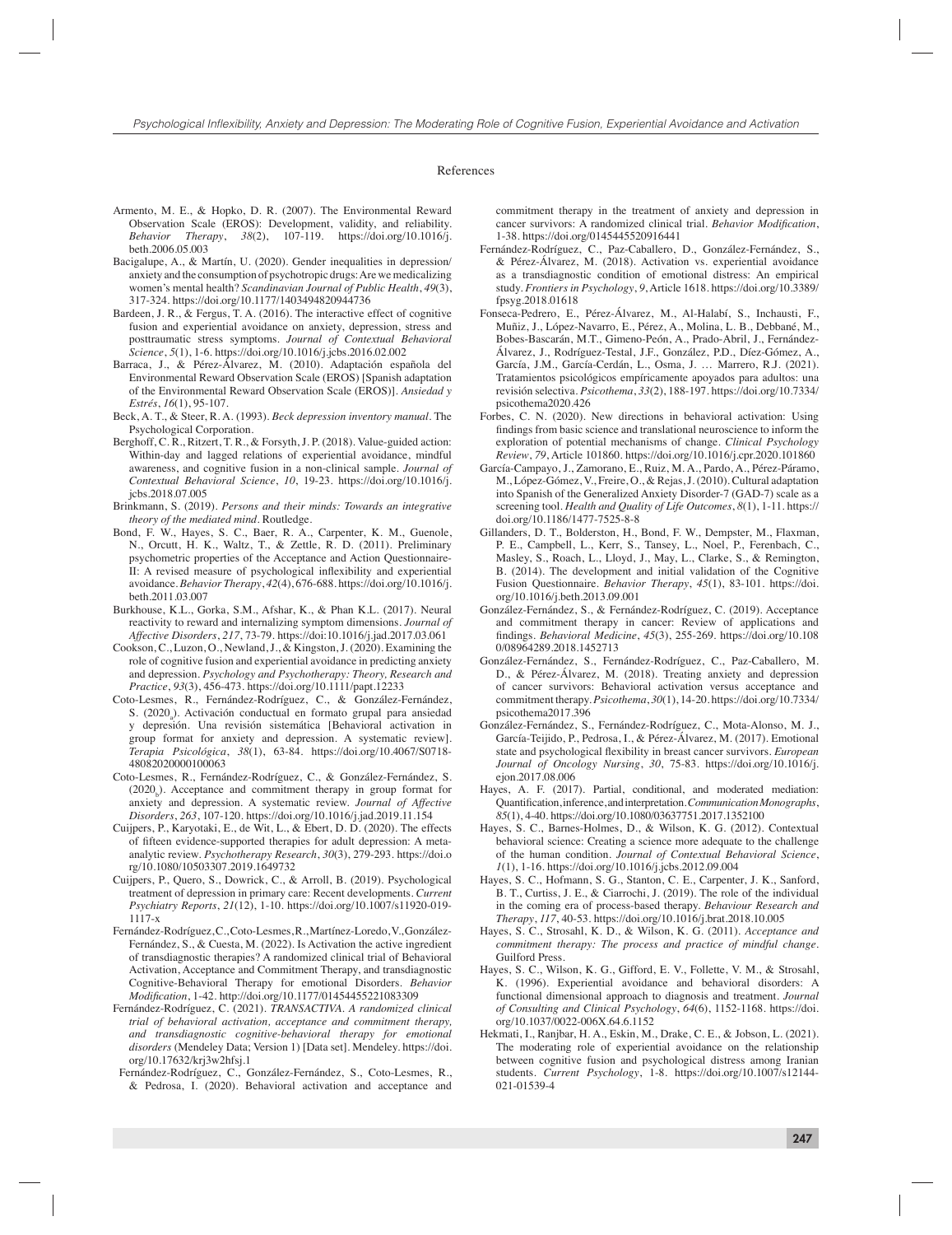## References

Armento, M. E., & Hopko, D. R. (2007). The Environmental Reward Observation Scale (EROS): Development, validity, and reliability. *Behavior Therapy*, *38*(2), 107-119. https://doi.org/10.1016/j.beth.2006.05.003

Bacigalupe, A., & Martín, U. (2020). Gender inequalities in depression/anxiety and the consumption of psychotropic drugs: Are we medicalizing women's mental health? *Scandinavian Journal of Public Health*, *49*(3), 317-324. https://doi.org/10.1177/1403494820944736

Bardeen, J. R., & Fergus, T. A. (2016). The interactive effect of cognitive fusion and experiential avoidance on anxiety, depression, stress and posttraumatic stress symptoms. *Journal of Contextual Behavioral Science*, *5*(1), 1-6. https://doi.org/10.1016/j.jcbs.2016.02.002

Barraca, J., & Pérez-Álvarez, M. (2010). Adaptación española del Environmental Reward Observation Scale (EROS) [Spanish adaptation of the Environmental Reward Observation Scale (EROS)]. *Ansiedad y Estrés*, *16*(1), 95-107.

Beck, A. T., & Steer, R. A. (1993). *Beck depression inventory manual*. The Psychological Corporation.

Berghoff, C. R., Ritzert, T. R., & Forsyth, J. P. (2018). Value-guided action: Within-day and lagged relations of experiential avoidance, mindful awareness, and cognitive fusion in a non-clinical sample. *Journal of Contextual Behavioral Science*, *10*, 19-23. https://doi.org/10.1016/j.jcbs.2018.07.005

Brinkmann, S. (2019). *Persons and their minds: Towards an integrative theory of the mediated mind*. Routledge.

Bond, F. W., Hayes, S. C., Baer, R. A., Carpenter, K. M., Guenole, N., Orcutt, H. K., Waltz, T., & Zettle, R. D. (2011). Preliminary psychometric properties of the Acceptance and Action Questionnaire-II: A revised measure of psychological inflexibility and experiential avoidance. *Behavior Therapy*, *42*(4), 676-688. https://doi.org/10.1016/j.beth.2011.03.007

Burkhouse, K.L., Gorka, S.M., Afshar, K., & Phan K.L. (2017). Neural reactivity to reward and internalizing symptom dimensions. *Journal of Affective Disorders*, *217*, 73-79. https://doi:10.1016/j.jad.2017.03.061

Cookson, C., Luzon, O., Newland, J., & Kingston, J. (2020). Examining the role of cognitive fusion and experiential avoidance in predicting anxiety and depression. *Psychology and Psychotherapy: Theory, Research and Practice*, *93*(3), 456-473. https://doi.org/10.1111/papt.12233

Coto-Lesmes, R., Fernández-Rodríguez, C., & González-Fernández, S. ($2020_a$). Activación conductual en formato grupal para ansiedad y depresión. Una revisión sistemática [Behavioral activation in group format for anxiety and depression. A systematic review]. *Terapia Psicológica*, *38*(1), 63-84. https://doi.org/10.4067/S0718-48082020000100063

Coto-Lesmes, R., Fernández-Rodríguez, C., & González-Fernández, S. ($2020_b$). Acceptance and commitment therapy in group format for anxiety and depression. A systematic review. *Journal of Affective Disorders*, *263*, 107-120. https://doi.org/10.1016/j.jad.2019.11.154

Cuijpers, P., Karyotaki, E., de Wit, L., & Ebert, D. D. (2020). The effects of fifteen evidence-supported therapies for adult depression: A meta-analytic review. *Psychotherapy Research*, *30*(3), 279-293. https://doi.org/10.1080/10503307.2019.1649732

Cuijpers, P., Quero, S., Dowrick, C., & Arroll, B. (2019). Psychological treatment of depression in primary care: Recent developments. *Current Psychiatry Reports*, *21*(12), 1-10. https://doi.org/10.1007/s11920-019-1117-x

Fernández-Rodríguez, C., Coto-Lesmes, R., Martínez-Loredo, V., González-Fernández, S., & Cuesta, M. (2022). Is Activation the active ingredient of transdiagnostic therapies? A randomized clinical trial of Behavioral Activation, Acceptance and Commitment Therapy, and transdiagnostic Cognitive-Behavioral Therapy for emotional Disorders. *Behavior Modification*, 1-42. http://doi.org/10.1177/01454455221083309

Fernández-Rodríguez, C. (2021). *TRANSACTIVA. A randomized clinical trial of behavioral activation, acceptance and commitment therapy, and transdiagnostic cognitive-behavioral therapy for emotional disorders* (Mendeley Data; Version 1) [Data set]. Mendeley. https://doi.org/10.17632/krj3w2hfsj.1

Fernández-Rodríguez, C., González-Fernández, S., Coto-Lesmes, R., & Pedrosa, I. (2020). Behavioral activation and acceptance and commitment therapy in the treatment of anxiety and depression in cancer survivors: A randomized clinical trial. *Behavior Modification*, 1-38. https://doi.org/0145445520916441

Fernández-Rodríguez, C., Paz-Caballero, D., González-Fernández, S., & Pérez-Álvarez, M. (2018). Activation vs. experiential avoidance as a transdiagnostic condition of emotional distress: An empirical study. *Frontiers in Psychology*, *9*, Article 1618. https://doi.org/10.3389/fpsyg.2018.01618

Fonseca-Pedrero, E., Pérez-Álvarez, M., Al-Halabí, S., Inchausti, F., Muñiz, J., López-Navarro, E., Pérez, A., Molina, L. B., Debbané, M., Bobes-Bascarán, M.T., Gimeno-Peón, A., Prado-Abril, J., Fernández-Álvarez, J., Rodríguez-Testal, J.F., González, P.D., Díez-Gómez, A., García, J.M., García-Cerdán, L., Osma, J. … Marrero, R.J. (2021). Tratamientos psicológicos empíricamente apoyados para adultos: una revisión selectiva. *Psicothema*, *33*(2), 188-197. https://doi.org/10.7334/psicothema2020.426

Forbes, C. N. (2020). New directions in behavioral activation: Using findings from basic science and translational neuroscience to inform the exploration of potential mechanisms of change. *Clinical Psychology Review*, *79*, Article 101860. https://doi.org/10.1016/j.cpr.2020.101860

García-Campayo, J., Zamorano, E., Ruiz, M. A., Pardo, A., Pérez-Páramo, M., López-Gómez, V., Freire, O., & Rejas, J. (2010). Cultural adaptation into Spanish of the Generalized Anxiety Disorder-7 (GAD-7) scale as a screening tool. *Health and Quality of Life Outcomes*, *8*(1), 1-11. https://doi.org/10.1186/1477-7525-8-8

Gillanders, D. T., Bolderston, H., Bond, F. W., Dempster, M., Flaxman, P. E., Campbell, L., Kerr, S., Tansey, L., Noel, P., Ferenbach, C., Masley, S., Roach, L., Lloyd, J., May, L., Clarke, S., & Remington, B. (2014). The development and initial validation of the Cognitive Fusion Questionnaire. *Behavior Therapy*, *45*(1), 83-101. https://doi.org/10.1016/j.beth.2013.09.001

González-Fernández, S., & Fernández-Rodríguez, C. (2019). Acceptance and commitment therapy in cancer: Review of applications and findings. *Behavioral Medicine*, *45*(3), 255-269. https://doi.org/10.1080/08964289.2018.1452713

González-Fernández, S., Fernández-Rodríguez, C., Paz-Caballero, M. D., & Pérez-Álvarez, M. (2018). Treating anxiety and depression of cancer survivors: Behavioral activation versus acceptance and commitment therapy. *Psicothema*, *30*(1), 14-20. https://doi.org/10.7334/psicothema2017.396

González-Fernández, S., Fernández-Rodríguez, C., Mota-Alonso, M. J., García-Teijido, P., Pedrosa, I., & Pérez-Álvarez, M. (2017). Emotional state and psychological flexibility in breast cancer survivors. *European Journal of Oncology Nursing*, *30*, 75-83. https://doi.org/10.1016/j.ejon.2017.08.006

Hayes, A. F. (2017). Partial, conditional, and moderated mediation: Quantification, inference, and interpretation. *Communication Monographs*, *85*(1), 4-40. https://doi.org/10.1080/03637751.2017.1352100

Hayes, S. C., Barnes-Holmes, D., & Wilson, K. G. (2012). Contextual behavioral science: Creating a science more adequate to the challenge of the human condition. *Journal of Contextual Behavioral Science*, *1*(1), 1-16. https://doi.org/10.1016/j.jcbs.2012.09.004

Hayes, S. C., Hofmann, S. G., Stanton, C. E., Carpenter, J. K., Sanford, B. T., Curtiss, J. E., & Ciarrochi, J. (2019). The role of the individual in the coming era of process-based therapy. *Behaviour Research and Therapy*, *117*, 40-53. https://doi.org/10.1016/j.brat.2018.10.005

Hayes, S. C., Strosahl, K. D., & Wilson, K. G. (2011). *Acceptance and commitment therapy: The process and practice of mindful change*. Guilford Press.

Hayes, S. C., Wilson, K. G., Gifford, E. V., Follette, V. M., & Strosahl, K. (1996). Experiential avoidance and behavioral disorders: A functional dimensional approach to diagnosis and treatment. *Journal of Consulting and Clinical Psychology*, *64*(6), 1152-1168. https://doi.org/10.1037/0022-006X.64.6.1152

Hekmati, I., Ranjbar, H. A., Eskin, M., Drake, C. E., & Jobson, L. (2021). The moderating role of experiential avoidance on the relationship between cognitive fusion and psychological distress among Iranian students. *Current Psychology*, 1-8. https://doi.org/10.1007/s12144-021-01539-4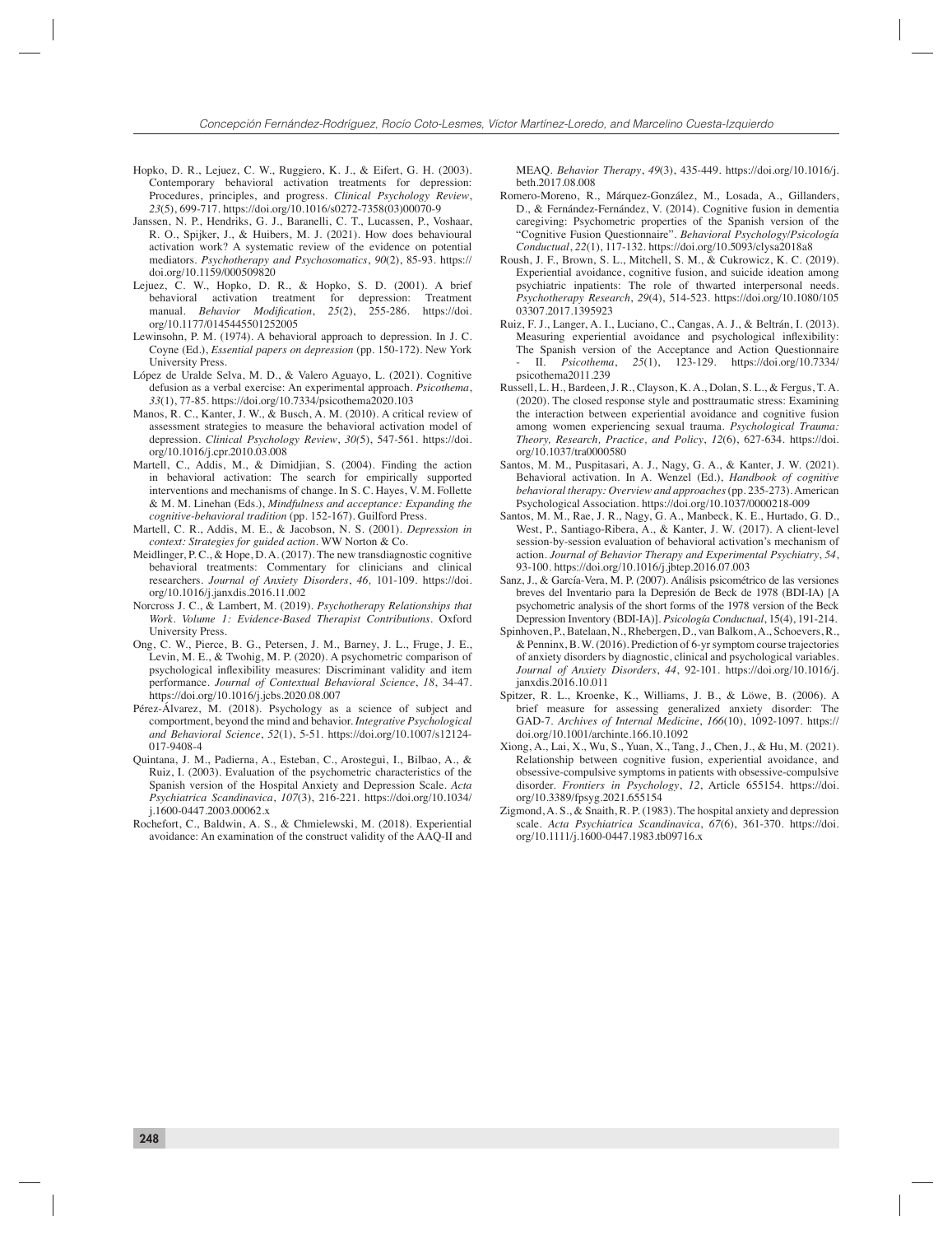Hopko, D. R., Lejuez, C. W., Ruggiero, K. J., & Eifert, G. H. (2003). Contemporary behavioral activation treatments for depression: Procedures, principles, and progress. *Clinical Psychology Review*, *23*(5), 699-717. https://doi.org/10.1016/s0272-7358(03)00070-9

Janssen, N. P., Hendriks, G. J., Baranelli, C. T., Lucassen, P., Voshaar, R. O., Spijker, J., & Huibers, M. J. (2021). How does behavioural activation work? A systematic review of the evidence on potential mediators. *Psychotherapy and Psychosomatics*, *90*(2), 85-93. https://doi.org/10.1159/000509820

Lejuez, C. W., Hopko, D. R., & Hopko, S. D. (2001). A brief behavioral activation treatment for depression: Treatment manual. *Behavior Modification*, *25*(2), 255-286. https://doi.org/10.1177/0145445501252005

Lewinsohn, P. M. (1974). A behavioral approach to depression. In J. C. Coyne (Ed.), *Essential papers on depression* (pp. 150-172). New York University Press.

López de Uralde Selva, M. D., & Valero Aguayo, L. (2021). Cognitive defusion as a verbal exercise: An experimental approach. *Psicothema*, *33*(1), 77-85. https://doi.org/10.7334/psicothema2020.103

Manos, R. C., Kanter, J. W., & Busch, A. M. (2010). A critical review of assessment strategies to measure the behavioral activation model of depression. *Clinical Psychology Review*, *30*(5), 547-561. https://doi.org/10.1016/j.cpr.2010.03.008

Martell, C., Addis, M., & Dimidjian, S. (2004). Finding the action in behavioral activation: The search for empirically supported interventions and mechanisms of change. In S. C. Hayes, V. M. Follette & M. M. Linehan (Eds.), *Mindfulness and acceptance: Expanding the cognitive-behavioral tradition* (pp. 152-167). Guilford Press.

Martell, C. R., Addis, M. E., & Jacobson, N. S. (2001). *Depression in context: Strategies for guided action*. WW Norton & Co.

Meidlinger, P. C., & Hope, D. A. (2017). The new transdiagnostic cognitive behavioral treatments: Commentary for clinicians and clinical researchers. *Journal of Anxiety Disorders*, *46,* 101-109. https://doi.org/10.1016/j.janxdis.2016.11.002

Norcross J. C., & Lambert, M. (2019). *Psychotherapy Relationships that Work. Volume 1: Evidence-Based Therapist Contributions*. Oxford University Press.

Ong, C. W., Pierce, B. G., Petersen, J. M., Barney, J. L., Fruge, J. E., Levin, M. E., & Twohig, M. P. (2020). A psychometric comparison of psychological inflexibility measures: Discriminant validity and item performance. *Journal of Contextual Behavioral Science*, *18*, 34-47. https://doi.org/10.1016/j.jcbs.2020.08.007

Pérez-Álvarez, M. (2018). Psychology as a science of subject and comportment, beyond the mind and behavior. *Integrative Psychological and Behavioral Science*, *52*(1), 5-51. https://doi.org/10.1007/s12124-017-9408-4

Quintana, J. M., Padierna, A., Esteban, C., Arostegui, I., Bilbao, A., & Ruiz, I. (2003). Evaluation of the psychometric characteristics of the Spanish version of the Hospital Anxiety and Depression Scale. *Acta Psychiatrica Scandinavica*, *107*(3), 216-221. https://doi.org/10.1034/j.1600-0447.2003.00062.x

Rochefort, C., Baldwin, A. S., & Chmielewski, M. (2018). Experiential avoidance: An examination of the construct validity of the AAQ-II and MEAQ. *Behavior Therapy*, *49*(3), 435-449. https://doi.org/10.1016/j.beth.2017.08.008

Romero-Moreno, R., Márquez-González, M., Losada, A., Gillanders, D., & Fernández-Fernández, V. (2014). Cognitive fusion in dementia caregiving: Psychometric properties of the Spanish version of the "Cognitive Fusion Questionnaire". *Behavioral Psychology/Psicología Conductual*, *22*(1), 117-132. https://doi.org/10.5093/clysa2018a8

Roush, J. F., Brown, S. L., Mitchell, S. M., & Cukrowicz, K. C. (2019). Experiential avoidance, cognitive fusion, and suicide ideation among psychiatric inpatients: The role of thwarted interpersonal needs. *Psychotherapy Research*, *29*(4), 514-523. https://doi.org/10.1080/10503307.2017.1395923

Ruiz, F. J., Langer, A. I., Luciano, C., Cangas, A. J., & Beltrán, I. (2013). Measuring experiential avoidance and psychological inflexibility: The Spanish version of the Acceptance and Action Questionnaire - II. *Psicothema*, *25*(1), 123-129. https://doi.org/10.7334/psicothema2011.239

Russell, L. H., Bardeen, J. R., Clayson, K. A., Dolan, S. L., & Fergus, T. A. (2020). The closed response style and posttraumatic stress: Examining the interaction between experiential avoidance and cognitive fusion among women experiencing sexual trauma. *Psychological Trauma: Theory, Research, Practice, and Policy*, *12*(6), 627-634. https://doi.org/10.1037/tra0000580

Santos, M. M., Puspitasari, A. J., Nagy, G. A., & Kanter, J. W. (2021). Behavioral activation. In A. Wenzel (Ed.), *Handbook of cognitive behavioral therapy: Overview and approaches* (pp. 235-273). American Psychological Association. https://doi.org/10.1037/0000218-009

Santos, M. M., Rae, J. R., Nagy, G. A., Manbeck, K. E., Hurtado, G. D., West, P., Santiago-Ribera, A., & Kanter, J. W. (2017). A client-level session-by-session evaluation of behavioral activation's mechanism of action. *Journal of Behavior Therapy and Experimental Psychiatry*, *54*, 93-100. https://doi.org/10.1016/j.jbtep.2016.07.003

Sanz, J., & García-Vera, M. P. (2007). Análisis psicométrico de las versiones breves del Inventario para la Depresión de Beck de 1978 (BDI-IA) [A psychometric analysis of the short forms of the 1978 version of the Beck Depression Inventory (BDI-IA)]. *Psicología Conductual*, 15(4), 191-214.

Spinhoven, P., Batelaan, N., Rhebergen, D., van Balkom, A., Schoevers, R., & Penninx, B. W. (2016). Prediction of 6-yr symptom course trajectories of anxiety disorders by diagnostic, clinical and psychological variables. *Journal of Anxiety Disorders*, *44*, 92-101. https://doi.org/10.1016/j.janxdis.2016.10.011

Spitzer, R. L., Kroenke, K., Williams, J. B., & Löwe, B. (2006). A brief measure for assessing generalized anxiety disorder: The GAD-7. *Archives of Internal Medicine*, *166*(10), 1092-1097. https://doi.org/10.1001/archinte.166.10.1092

Xiong, A., Lai, X., Wu, S., Yuan, X., Tang, J., Chen, J., & Hu, M. (2021). Relationship between cognitive fusion, experiential avoidance, and obsessive-compulsive symptoms in patients with obsessive-compulsive disorder. *Frontiers in Psychology*, *12*, Article 655154. https://doi.org/10.3389/fpsyg.2021.655154

Zigmond, A. S., & Snaith, R. P. (1983). The hospital anxiety and depression scale. *Acta Psychiatrica Scandinavica*, *67*(6), 361-370. https://doi.org/10.1111/j.1600-0447.1983.tb09716.x